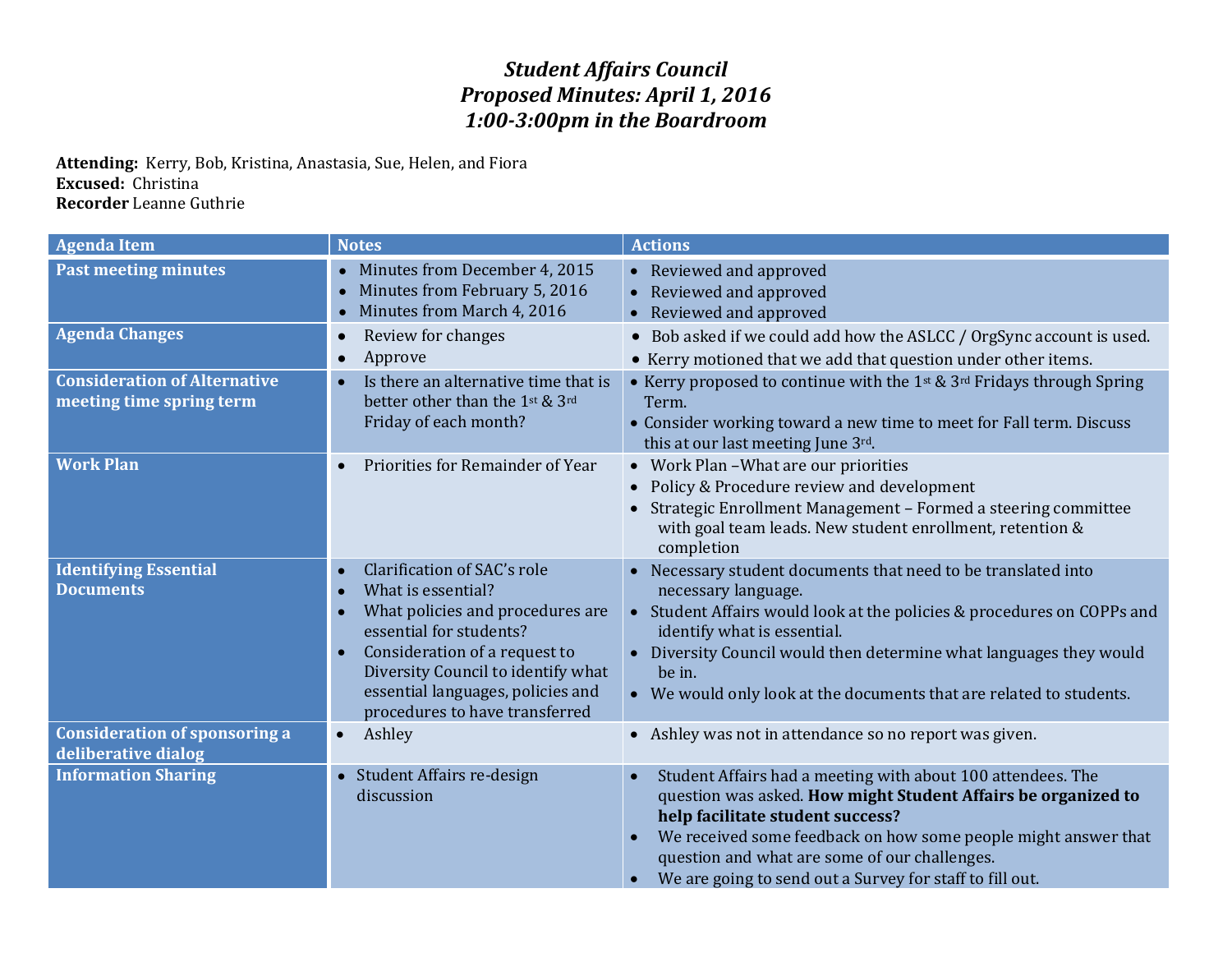# *Student Affairs Council*
# *Proposed Minutes: April 1, 2016*
# *1:00-3:00pm in the Boardroom*

**Attending:** Kerry, Bob, Kristina, Anastasia, Sue, Helen, and Fiora
**Excused:** Christina
**Recorder** Leanne Guthrie

| Agenda Item | Notes | Actions |
|---|---|---|
| **Past meeting minutes** | • Minutes from December 4, 2015<br>• Minutes from February 5, 2016<br>• Minutes from March 4, 2016 | • Reviewed and approved<br>• Reviewed and approved<br>• Reviewed and approved |
| **Agenda Changes** | • Review for changes<br>• Approve | • Bob asked if we could add how the ASLCC / OrgSync account is used.<br>• Kerry motioned that we add that question under other items. |
| **Consideration of Alternative meeting time spring term** | • Is there an alternative time that is better other than the 1st & 3rd Friday of each month? | • Kerry proposed to continue with the 1st & 3rd Fridays through Spring Term.<br>• Consider working toward a new time to meet for Fall term. Discuss this at our last meeting June 3rd. |
| **Work Plan** | • Priorities for Remainder of Year | • Work Plan –What are our priorities<br>• Policy & Procedure review and development<br>• Strategic Enrollment Management – Formed a steering committee with goal team leads. New student enrollment, retention & completion |
| **Identifying Essential Documents** | • Clarification of SAC's role<br>• What is essential?<br>• What policies and procedures are essential for students?<br>• Consideration of a request to Diversity Council to identify what essential languages, policies and procedures to have transferred | • Necessary student documents that need to be translated into necessary language.<br>• Student Affairs would look at the policies & procedures on COPPs and identify what is essential.<br>• Diversity Council would then determine what languages they would be in.<br>• We would only look at the documents that are related to students. |
| **Consideration of sponsoring a deliberative dialog** | • Ashley | • Ashley was not in attendance so no report was given. |
| **Information Sharing** | • Student Affairs re-design discussion | • Student Affairs had a meeting with about 100 attendees. The question was asked. **How might Student Affairs be organized to help facilitate student success?**<br>• We received some feedback on how some people might answer that question and what are some of our challenges.<br>• We are going to send out a Survey for staff to fill out. |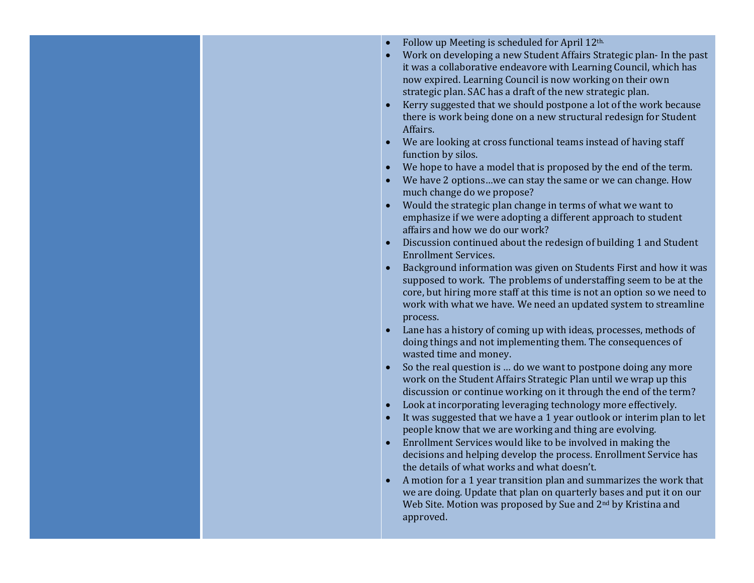|  |  |  |
| --- | --- | --- |
|  |  | • Follow up Meeting is scheduled for April 12th.<br>• Work on developing a new Student Affairs Strategic plan- In the past it was a collaborative endeavore with Learning Council, which has now expired. Learning Council is now working on their own strategic plan. SAC has a draft of the new strategic plan.<br>• Kerry suggested that we should postpone a lot of the work because there is work being done on a new structural redesign for Student Affairs.<br>• We are looking at cross functional teams instead of having staff function by silos.<br>• We hope to have a model that is proposed by the end of the term.<br>• We have 2 options…we can stay the same or we can change. How much change do we propose?<br>• Would the strategic plan change in terms of what we want to emphasize if we were adopting a different approach to student affairs and how we do our work?<br>• Discussion continued about the redesign of building 1 and Student Enrollment Services.<br>• Background information was given on Students First and how it was supposed to work. The problems of understaffing seem to be at the core, but hiring more staff at this time is not an option so we need to work with what we have. We need an updated system to streamline process.<br>• Lane has a history of coming up with ideas, processes, methods of doing things and not implementing them. The consequences of wasted time and money.<br>• So the real question is … do we want to postpone doing any more work on the Student Affairs Strategic Plan until we wrap up this discussion or continue working on it through the end of the term?<br>• Look at incorporating leveraging technology more effectively.<br>• It was suggested that we have a 1 year outlook or interim plan to let people know that we are working and thing are evolving.<br>• Enrollment Services would like to be involved in making the decisions and helping develop the process. Enrollment Service has the details of what works and what doesn't.<br>• A motion for a 1 year transition plan and summarizes the work that we are doing. Update that plan on quarterly bases and put it on our Web Site. Motion was proposed by Sue and 2nd by Kristina and approved. |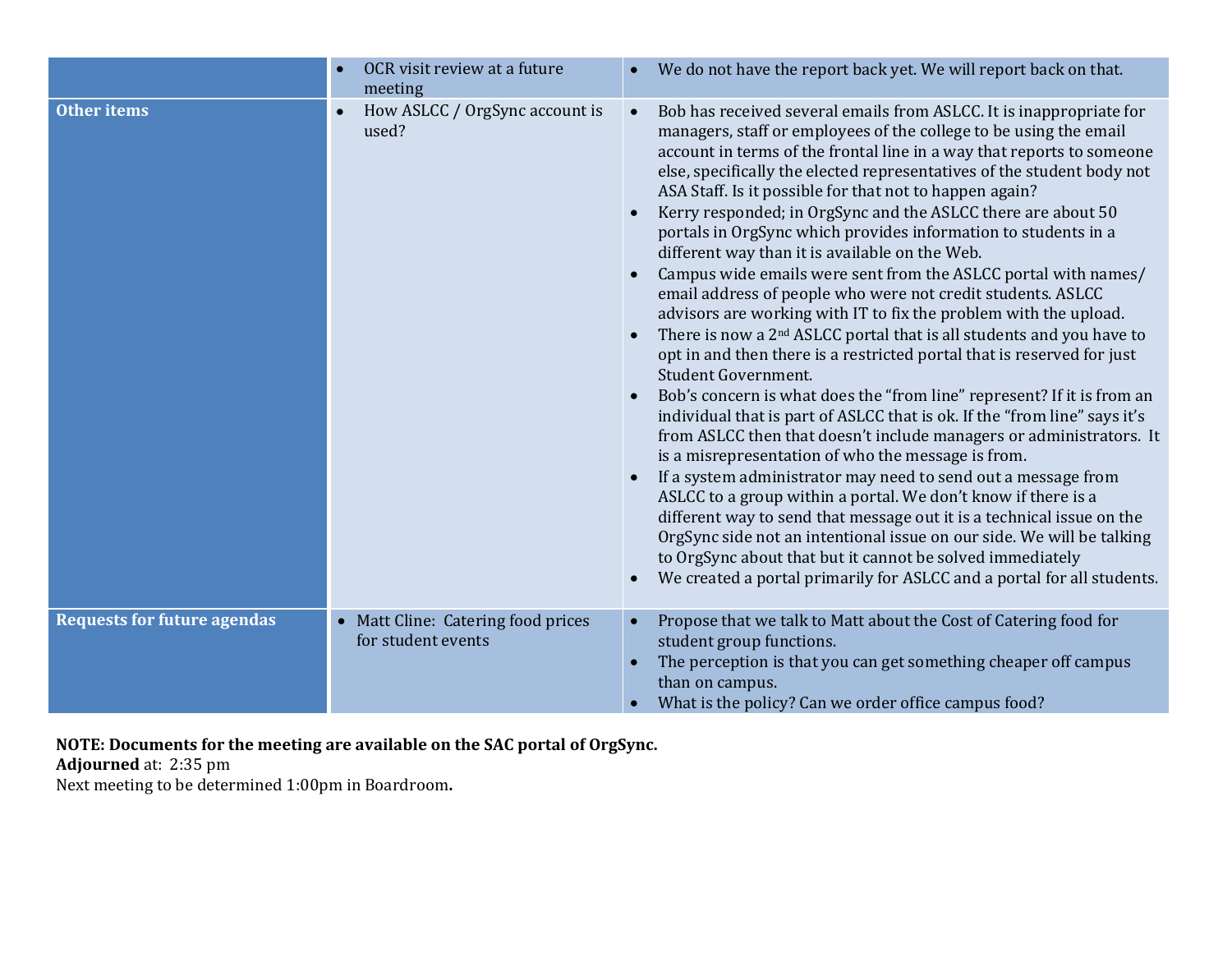| | | |
|---|---|---|
| | • OCR visit review at a future meeting | • We do not have the report back yet. We will report back on that. |
| **Other items** | • How ASLCC / OrgSync account is used? | • Bob has received several emails from ASLCC. It is inappropriate for managers, staff or employees of the college to be using the email account in terms of the frontal line in a way that reports to someone else, specifically the elected representatives of the student body not ASA Staff. Is it possible for that not to happen again?<br>• Kerry responded; in OrgSync and the ASLCC there are about 50 portals in OrgSync which provides information to students in a different way than it is available on the Web.<br>• Campus wide emails were sent from the ASLCC portal with names/ email address of people who were not credit students. ASLCC advisors are working with IT to fix the problem with the upload.<br>• There is now a 2nd ASLCC portal that is all students and you have to opt in and then there is a restricted portal that is reserved for just Student Government.<br>• Bob's concern is what does the "from line" represent? If it is from an individual that is part of ASLCC that is ok. If the "from line" says it's from ASLCC then that doesn't include managers or administrators. It is a misrepresentation of who the message is from.<br>• If a system administrator may need to send out a message from ASLCC to a group within a portal. We don't know if there is a different way to send that message out it is a technical issue on the OrgSync side not an intentional issue on our side. We will be talking to OrgSync about that but it cannot be solved immediately<br>• We created a portal primarily for ASLCC and a portal for all students. |
| **Requests for future agendas** | • Matt Cline: Catering food prices for student events | • Propose that we talk to Matt about the Cost of Catering food for student group functions.<br>• The perception is that you can get something cheaper off campus than on campus.<br>• What is the policy? Can we order office campus food? |

**NOTE: Documents for the meeting are available on the SAC portal of OrgSync.**
**Adjourned** at: 2:35 pm
Next meeting to be determined 1:00pm in Boardroom**.**